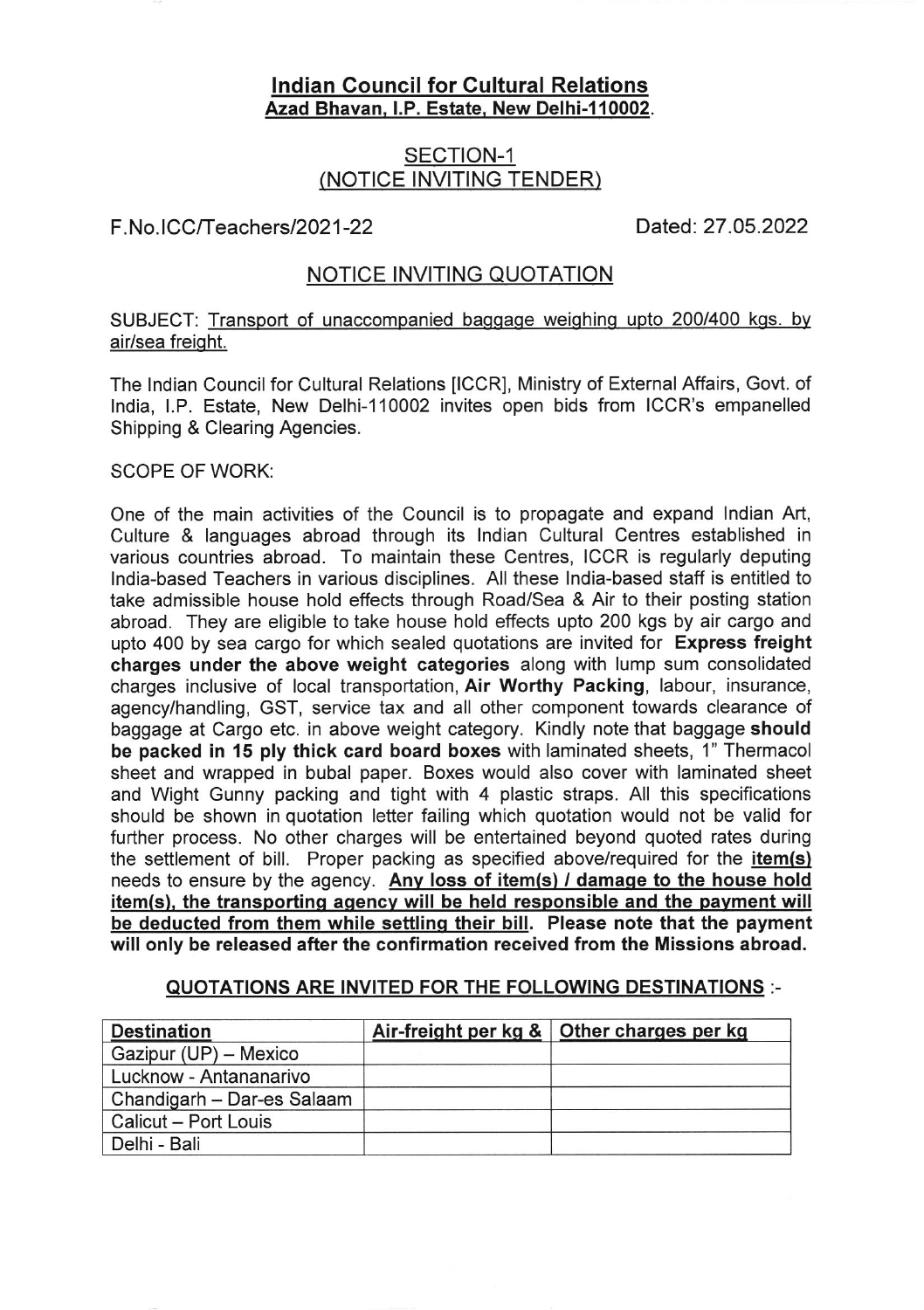# Indian Council for Cultural Relations

**Azad Bhavan, I.P. Estate, New Delhi-110002.**

## SECTION-1
## (NOTICE INVITING TENDER)

F.No.ICC/Teachers/2021-22 Dated: 27.05.2022

## NOTICE INVITING QUOTATION

SUBJECT: Transport of unaccompanied baggage weighing upto 200/400 kgs. by air/sea freight.

The Indian Council for Cultural Relations [ICCR], Ministry of External Affairs, Govt. of India, I.P. Estate, New Delhi-110002 invites open bids from ICCR's empanelled Shipping & Clearing Agencies.

SCOPE OF WORK:

One of the main activities of the Council is to propagate and expand Indian Art, Culture & languages abroad through its Indian Cultural Centres established in various countries abroad. To maintain these Centres, ICCR is regularly deputing India-based Teachers in various disciplines. All these India-based staff is entitled to take admissible house hold effects through Road/Sea & Air to their posting station abroad. They are eligible to take house hold effects upto 200 kgs by air cargo and upto 400 by sea cargo for which sealed quotations are invited for **Express freight charges under the above weight categories** along with lump sum consolidated charges inclusive of local transportation, **Air Worthy Packing**, labour, insurance, agency/handling, GST, service tax and all other component towards clearance of baggage at Cargo etc. in above weight category. Kindly note that baggage **should be packed in 15 ply thick card board boxes** with laminated sheets, 1" Thermacol sheet and wrapped in bubal paper. Boxes would also cover with laminated sheet and Wight Gunny packing and tight with 4 plastic straps. All this specifications should be shown in quotation letter failing which quotation would not be valid for further process. No other charges will be entertained beyond quoted rates during the settlement of bill. Proper packing as specified above/required for the **item(s)** needs to ensure by the agency. **Any loss of item(s) / damage to the house hold item(s), the transporting agency will be held responsible and the payment will be deducted from them while settling their bill. Please note that the payment will only be released after the confirmation received from the Missions abroad.**

**QUOTATIONS ARE INVITED FOR THE FOLLOWING DESTINATIONS :-**

| Destination | Air-freight per kg & | Other charges per kg |
|---|---|---|
| Gazipur (UP) – Mexico | | |
| Lucknow - Antananarivo | | |
| Chandigarh – Dar-es Salaam | | |
| Calicut – Port Louis | | |
| Delhi - Bali | | |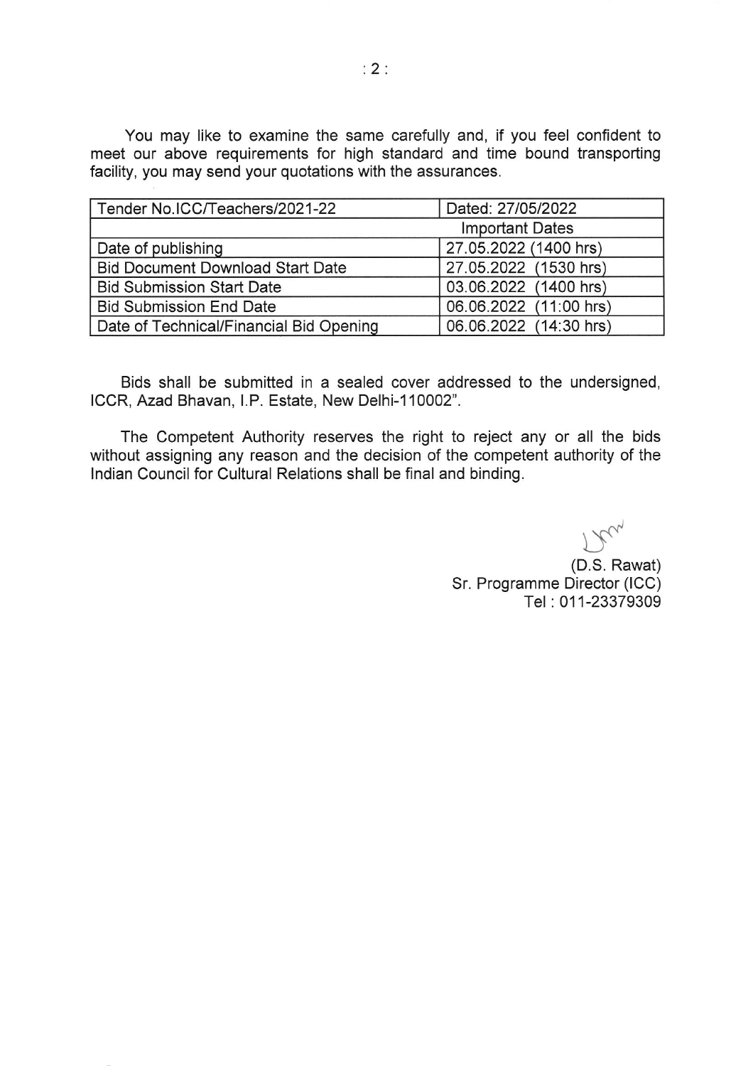You may like to examine the same carefully and, if you feel confident to meet our above requirements for high standard and time bound transporting facility, you may send your quotations with the assurances.

| Tender No.ICC/Teachers/2021-22 | Dated: 27/05/2022 |
|---|---|
| | Important Dates |
| Date of publishing | 27.05.2022 (1400 hrs) |
| Bid Document Download Start Date | 27.05.2022 (1530 hrs) |
| Bid Submission Start Date | 03.06.2022 (1400 hrs) |
| Bid Submission End Date | 06.06.2022 (11:00 hrs) |
| Date of Technical/Financial Bid Opening | 06.06.2022 (14:30 hrs) |

Bids shall be submitted in a sealed cover addressed to the undersigned, ICCR, Azad Bhavan, I.P. Estate, New Delhi-110002".

The Competent Authority reserves the right to reject any or all the bids without assigning any reason and the decision of the competent authority of the Indian Council for Cultural Relations shall be final and binding.

(D.S. Rawat)
Sr. Programme Director (ICC)
Tel : 011-23379309